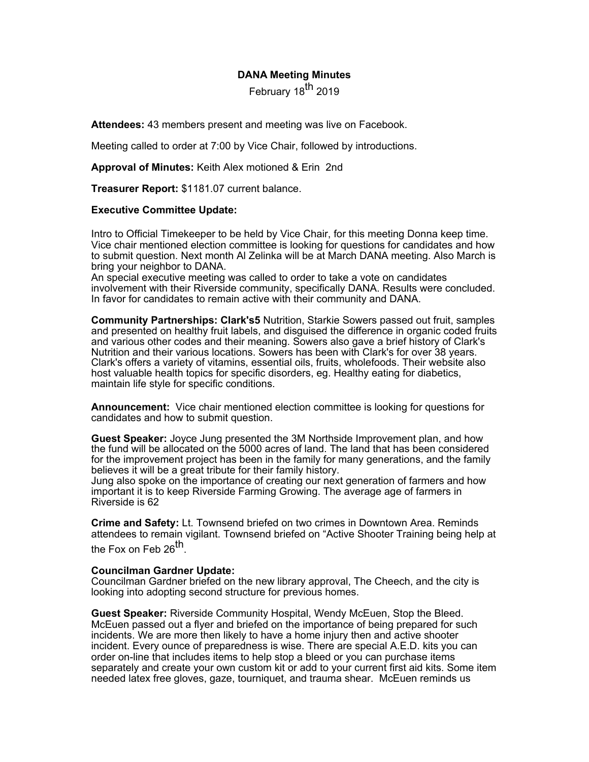**DANA Meeting Minutes**

February 18th 2019

**Attendees:** 43 members present and meeting was live on Facebook.

Meeting called to order at 7:00 by Vice Chair, followed by introductions.

**Approval of Minutes:** Keith Alex motioned & Erin 2nd

**Treasurer Report:** $1181.07 current balance.

**Executive Committee Update:**

Intro to Official Timekeeper to be held by Vice Chair, for this meeting Donna keep time. Vice chair mentioned election committee is looking for questions for candidates and how to submit question. Next month Al Zelinka will be at March DANA meeting. Also March is bring your neighbor to DANA.
An special executive meeting was called to order to take a vote on candidates involvement with their Riverside community, specifically DANA. Results were concluded. In favor for candidates to remain active with their community and DANA.

**Community Partnerships: Clark's5** Nutrition, Starkie Sowers passed out fruit, samples and presented on healthy fruit labels, and disguised the difference in organic coded fruits and various other codes and their meaning. Sowers also gave a brief history of Clark's Nutrition and their various locations. Sowers has been with Clark's for over 38 years. Clark's offers a variety of vitamins, essential oils, fruits, wholefoods. Their website also host valuable health topics for specific disorders, eg. Healthy eating for diabetics, maintain life style for specific conditions.

**Announcement:** Vice chair mentioned election committee is looking for questions for candidates and how to submit question.

**Guest Speaker:** Joyce Jung presented the 3M Northside Improvement plan, and how the fund will be allocated on the 5000 acres of land. The land that has been considered for the improvement project has been in the family for many generations, and the family believes it will be a great tribute for their family history.
Jung also spoke on the importance of creating our next generation of farmers and how important it is to keep Riverside Farming Growing. The average age of farmers in Riverside is 62

**Crime and Safety:** Lt. Townsend briefed on two crimes in Downtown Area. Reminds attendees to remain vigilant. Townsend briefed on "Active Shooter Training being help at the Fox on Feb 26th.

**Councilman Gardner Update:**
Councilman Gardner briefed on the new library approval, The Cheech, and the city is looking into adopting second structure for previous homes.

**Guest Speaker:** Riverside Community Hospital, Wendy McEuen, Stop the Bleed. McEuen passed out a flyer and briefed on the importance of being prepared for such incidents. We are more then likely to have a home injury then and active shooter incident. Every ounce of preparedness is wise. There are special A.E.D. kits you can order on-line that includes items to help stop a bleed or you can purchase items separately and create your own custom kit or add to your current first aid kits. Some item needed latex free gloves, gaze, tourniquet, and trauma shear. McEuen reminds us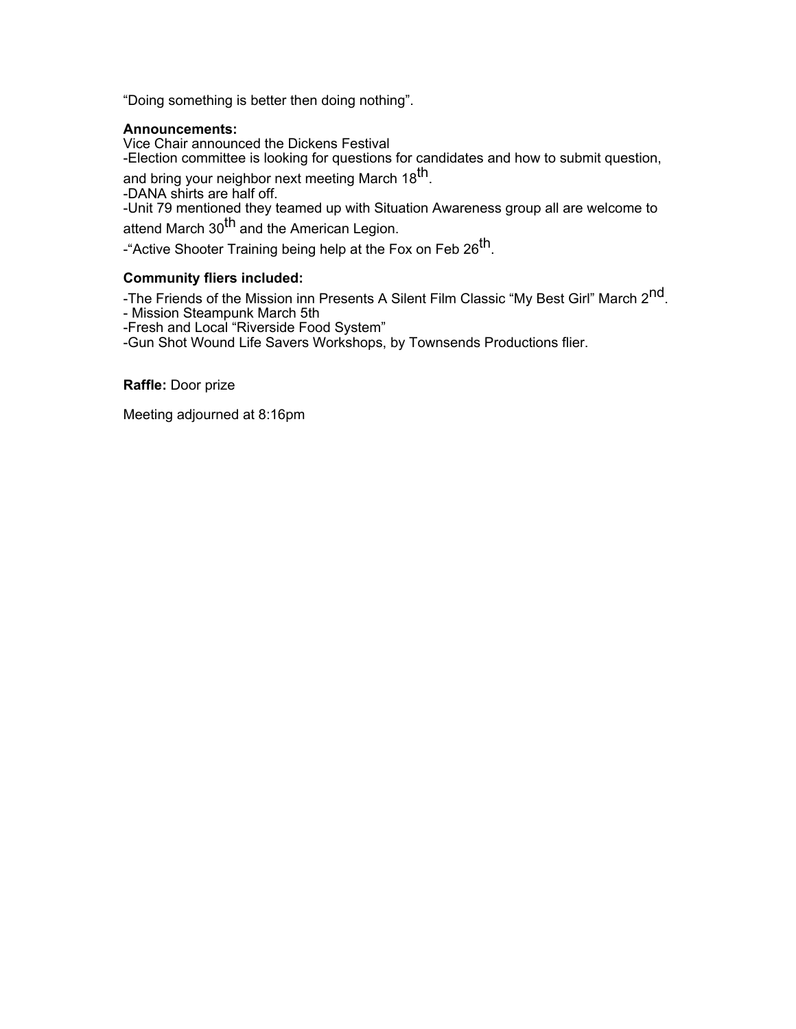"Doing something is better then doing nothing".

**Announcements:**
Vice Chair announced the Dickens Festival
-Election committee is looking for questions for candidates and how to submit question, and bring your neighbor next meeting March 18th.
-DANA shirts are half off.
-Unit 79 mentioned they teamed up with Situation Awareness group all are welcome to attend March 30th and the American Legion.
-"Active Shooter Training being help at the Fox on Feb 26th.

**Community fliers included:**
-The Friends of the Mission inn Presents A Silent Film Classic "My Best Girl" March 2nd.
- Mission Steampunk March 5th
-Fresh and Local "Riverside Food System"
-Gun Shot Wound Life Savers Workshops, by Townsends Productions flier.

**Raffle:** Door prize

Meeting adjourned at 8:16pm